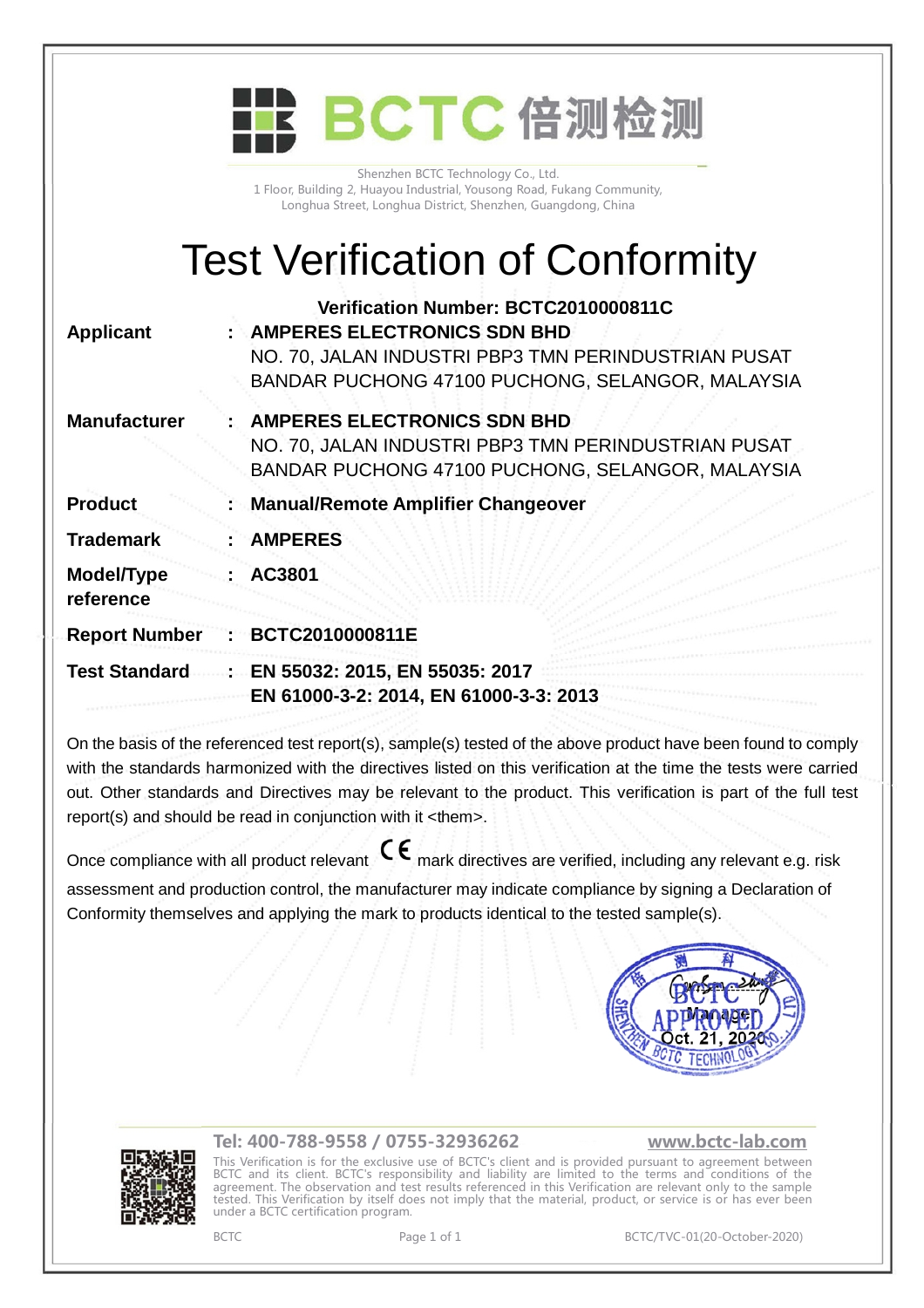# BCTC 倍测检测

Shenzhen BCTC Technology Co., Ltd.
1 Floor, Building 2, Huayou Industrial, Yousong Road, Fukang Community,
Longhua Street, Longhua District, Shenzhen, Guangdong, China

# Test Verification of Conformity

**Verification Number: BCTC2010000811C**

| | | |
|---|---|---|
| **Applicant** | : | **AMPERES ELECTRONICS SDN BHD**<br>NO. 70, JALAN INDUSTRI PBP3 TMN PERINDUSTRIAN PUSAT BANDAR PUCHONG 47100 PUCHONG, SELANGOR, MALAYSIA |
| **Manufacturer** | : | **AMPERES ELECTRONICS SDN BHD**<br>NO. 70, JALAN INDUSTRI PBP3 TMN PERINDUSTRIAN PUSAT BANDAR PUCHONG 47100 PUCHONG, SELANGOR, MALAYSIA |
| **Product** | : | **Manual/Remote Amplifier Changeover** |
| **Trademark** | : | **AMPERES** |
| **Model/Type reference** | : | **AC3801** |
| **Report Number** | : | **BCTC2010000811E** |
| **Test Standard** | : | **EN 55032: 2015, EN 55035: 2017**<br>**EN 61000-3-2: 2014, EN 61000-3-3: 2013** |

On the basis of the referenced test report(s), sample(s) tested of the above product have been found to comply with the standards harmonized with the directives listed on this verification at the time the tests were carried out. Other standards and Directives may be relevant to the product. This verification is part of the full test report(s) and should be read in conjunction with it <them>.

Once compliance with all product relevant CE mark directives are verified, including any relevant e.g. risk assessment and production control, the manufacturer may indicate compliance by signing a Declaration of Conformity themselves and applying the mark to products identical to the tested sample(s).

Manager
Oct. 21, 2020

Tel: 400-788-9558 / 0755-32936262 www.bctc-lab.com

This Verification is for the exclusive use of BCTC's client and is provided pursuant to agreement between BCTC and its client. BCTC's responsibility and liability are limited to the terms and conditions of the agreement. The observation and test results referenced in this Verification are relevant only to the sample tested. This Verification by itself does not imply that the material, product, or service is or has ever been under a BCTC certification program.

BCTC BCTC/TVC-01(20-October-2020)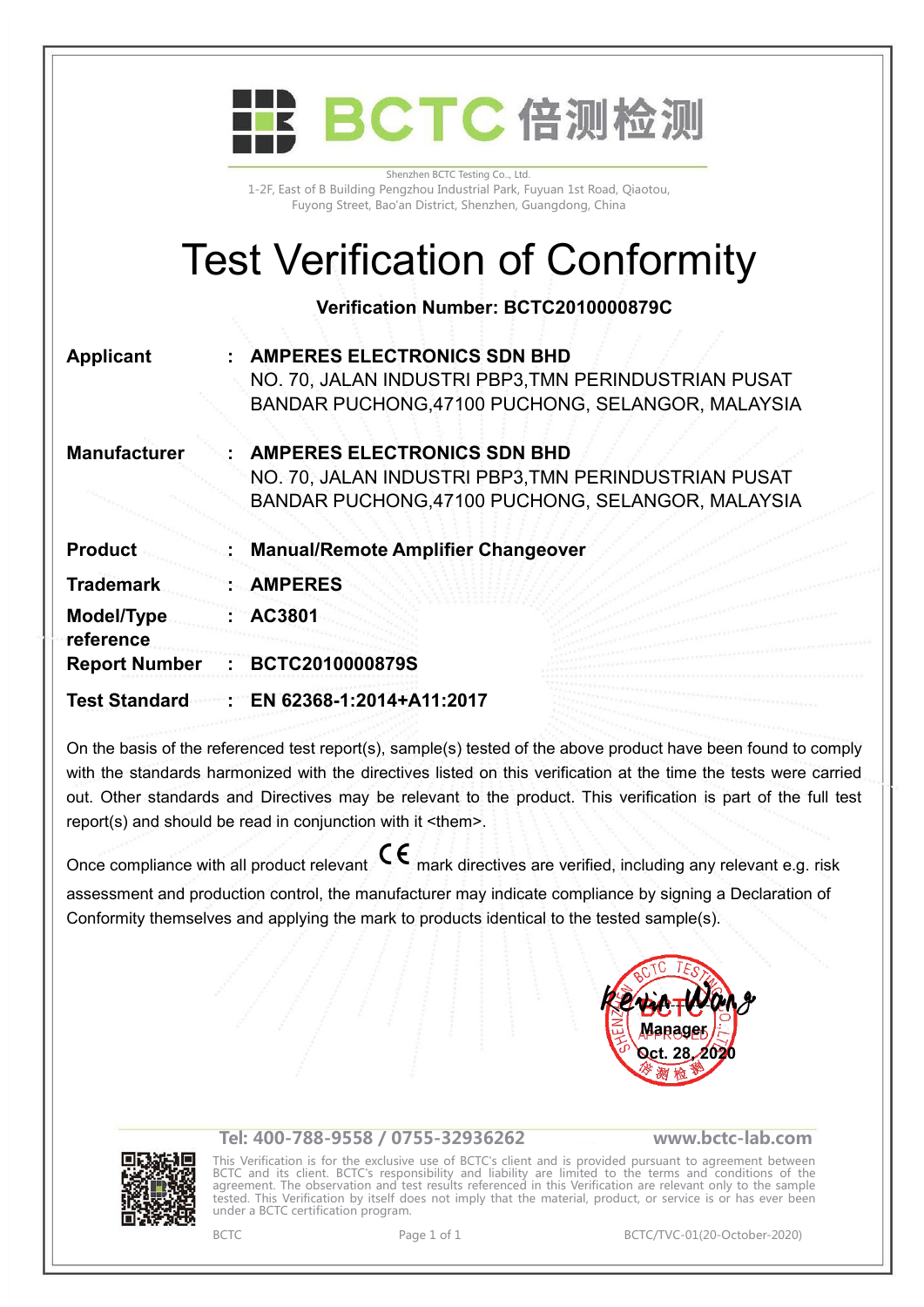BCTC 倍测检测

Shenzhen BCTC Testing Co., Ltd.
1-2F, East of B Building Pengzhou Industrial Park, Fuyuan 1st Road, Qiaotou, Fuyong Street, Bao'an District, Shenzhen, Guangdong, China

# Test Verification of Conformity

**Verification Number: BCTC2010000879C**

| | | |
|---|---|---|
| **Applicant** | : | **AMPERES ELECTRONICS SDN BHD**<br>NO. 70, JALAN INDUSTRI PBP3,TMN PERINDUSTRIAN PUSAT BANDAR PUCHONG,47100 PUCHONG, SELANGOR, MALAYSIA |
| **Manufacturer** | : | **AMPERES ELECTRONICS SDN BHD**<br>NO. 70, JALAN INDUSTRI PBP3,TMN PERINDUSTRIAN PUSAT BANDAR PUCHONG,47100 PUCHONG, SELANGOR, MALAYSIA |
| **Product** | : | **Manual/Remote Amplifier Changeover** |
| **Trademark** | : | **AMPERES** |
| **Model/Type reference** | : | **AC3801** |
| **Report Number** | : | **BCTC2010000879S** |
| **Test Standard** | : | **EN 62368-1:2014+A11:2017** |

On the basis of the referenced test report(s), sample(s) tested of the above product have been found to comply with the standards harmonized with the directives listed on this verification at the time the tests were carried out. Other standards and Directives may be relevant to the product. This verification is part of the full test report(s) and should be read in conjunction with it <them>.

Once compliance with all product relevant CE mark directives are verified, including any relevant e.g. risk assessment and production control, the manufacturer may indicate compliance by signing a Declaration of Conformity themselves and applying the mark to products identical to the tested sample(s).

Kevin Wang
Manager
Oct. 28, 2020

Tel: 400-788-9558 / 0755-32936262    www.bctc-lab.com

This Verification is for the exclusive use of BCTC's client and is provided pursuant to agreement between BCTC and its client. BCTC's responsibility and liability are limited to the terms and conditions of the agreement. The observation and test results referenced in this Verification are relevant only to the sample tested. This Verification by itself does not imply that the material, product, or service is or has ever been under a BCTC certification program.

BCTC    BCTC/TVC-01(20-October-2020)